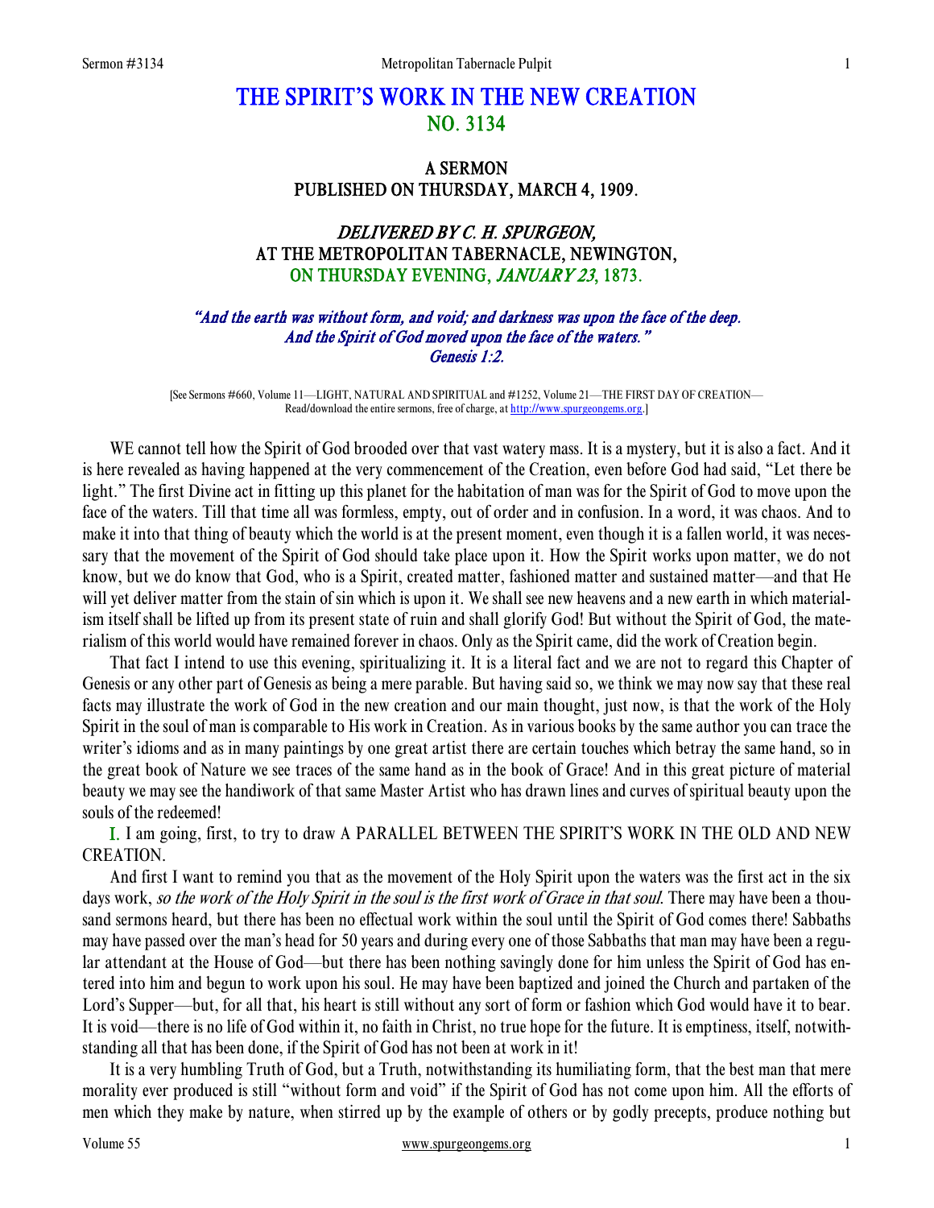# THE SPIRIT'S WORK IN THE NEW CREATION
## NO. 3134

### A SERMON
### PUBLISHED ON THURSDAY, MARCH 4, 1909.

### *DELIVERED BY C. H. SPURGEON,*
### AT THE METROPOLITAN TABERNACLE, NEWINGTON,
### ON THURSDAY EVENING, *JANUARY 23*, 1873.

*"And the earth was without form, and void; and darkness was upon the face of the deep. And the Spirit of God moved upon the face of the waters." Genesis 1:2.*

[See Sermons #660, Volume 11—LIGHT, NATURAL AND SPIRITUAL and #1252, Volume 21—THE FIRST DAY OF CREATION—Read/download the entire sermons, free of charge, at http://www.spurgeongems.org.]

WE cannot tell how the Spirit of God brooded over that vast watery mass. It is a mystery, but it is also a fact. And it is here revealed as having happened at the very commencement of the Creation, even before God had said, "Let there be light." The first Divine act in fitting up this planet for the habitation of man was for the Spirit of God to move upon the face of the waters. Till that time all was formless, empty, out of order and in confusion. In a word, it was chaos. And to make it into that thing of beauty which the world is at the present moment, even though it is a fallen world, it was necessary that the movement of the Spirit of God should take place upon it. How the Spirit works upon matter, we do not know, but we do know that God, who is a Spirit, created matter, fashioned matter and sustained matter—and that He will yet deliver matter from the stain of sin which is upon it. We shall see new heavens and a new earth in which materialism itself shall be lifted up from its present state of ruin and shall glorify God! But without the Spirit of God, the materialism of this world would have remained forever in chaos. Only as the Spirit came, did the work of Creation begin.

That fact I intend to use this evening, spiritualizing it. It is a literal fact and we are not to regard this Chapter of Genesis or any other part of Genesis as being a mere parable. But having said so, we think we may now say that these real facts may illustrate the work of God in the new creation and our main thought, just now, is that the work of the Holy Spirit in the soul of man is comparable to His work in Creation. As in various books by the same author you can trace the writer's idioms and as in many paintings by one great artist there are certain touches which betray the same hand, so in the great book of Nature we see traces of the same hand as in the book of Grace! And in this great picture of material beauty we may see the handiwork of that same Master Artist who has drawn lines and curves of spiritual beauty upon the souls of the redeemed!

I. I am going, first, to try to draw A PARALLEL BETWEEN THE SPIRIT'S WORK IN THE OLD AND NEW CREATION.

And first I want to remind you that as the movement of the Holy Spirit upon the waters was the first act in the six days work, *so the work of the Holy Spirit in the soul is the first work of Grace in that soul.* There may have been a thousand sermons heard, but there has been no effectual work within the soul until the Spirit of God comes there! Sabbaths may have passed over the man's head for 50 years and during every one of those Sabbaths that man may have been a regular attendant at the House of God—but there has been nothing savingly done for him unless the Spirit of God has entered into him and begun to work upon his soul. He may have been baptized and joined the Church and partaken of the Lord's Supper—but, for all that, his heart is still without any sort of form or fashion which God would have it to bear. It is void—there is no life of God within it, no faith in Christ, no true hope for the future. It is emptiness, itself, notwithstanding all that has been done, if the Spirit of God has not been at work in it!

It is a very humbling Truth of God, but a Truth, notwithstanding its humiliating form, that the best man that mere morality ever produced is still "without form and void" if the Spirit of God has not come upon him. All the efforts of men which they make by nature, when stirred up by the example of others or by godly precepts, produce nothing but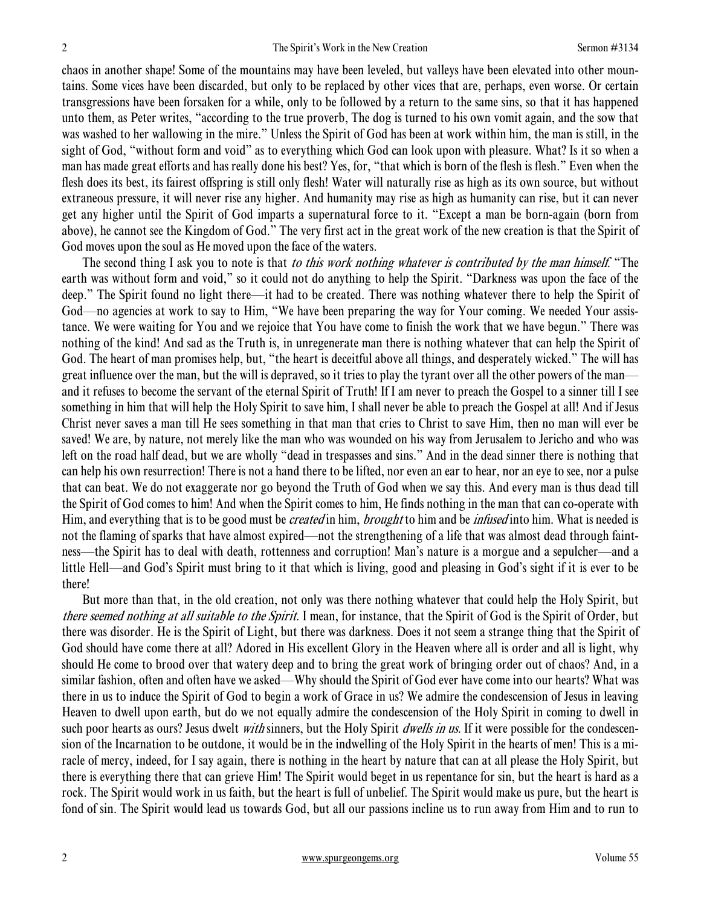chaos in another shape! Some of the mountains may have been leveled, but valleys have been elevated into other mountains. Some vices have been discarded, but only to be replaced by other vices that are, perhaps, even worse. Or certain transgressions have been forsaken for a while, only to be followed by a return to the same sins, so that it has happened unto them, as Peter writes, "according to the true proverb, The dog is turned to his own vomit again, and the sow that was washed to her wallowing in the mire." Unless the Spirit of God has been at work within him, the man is still, in the sight of God, "without form and void" as to everything which God can look upon with pleasure. What? Is it so when a man has made great efforts and has really done his best? Yes, for, "that which is born of the flesh is flesh." Even when the flesh does its best, its fairest offspring is still only flesh! Water will naturally rise as high as its own source, but without extraneous pressure, it will never rise any higher. And humanity may rise as high as humanity can rise, but it can never get any higher until the Spirit of God imparts a supernatural force to it. "Except a man be born-again (born from above), he cannot see the Kingdom of God." The very first act in the great work of the new creation is that the Spirit of God moves upon the soul as He moved upon the face of the waters.

The second thing I ask you to note is that *to this work nothing whatever is contributed by the man himself.* "The earth was without form and void," so it could not do anything to help the Spirit. "Darkness was upon the face of the deep." The Spirit found no light there—it had to be created. There was nothing whatever there to help the Spirit of God—no agencies at work to say to Him, "We have been preparing the way for Your coming. We needed Your assistance. We were waiting for You and we rejoice that You have come to finish the work that we have begun." There was nothing of the kind! And sad as the Truth is, in unregenerate man there is nothing whatever that can help the Spirit of God. The heart of man promises help, but, "the heart is deceitful above all things, and desperately wicked." The will has great influence over the man, but the will is depraved, so it tries to play the tyrant over all the other powers of the man—and it refuses to become the servant of the eternal Spirit of Truth! If I am never to preach the Gospel to a sinner till I see something in him that will help the Holy Spirit to save him, I shall never be able to preach the Gospel at all! And if Jesus Christ never saves a man till He sees something in that man that cries to Christ to save Him, then no man will ever be saved! We are, by nature, not merely like the man who was wounded on his way from Jerusalem to Jericho and who was left on the road half dead, but we are wholly "dead in trespasses and sins." And in the dead sinner there is nothing that can help his own resurrection! There is not a hand there to be lifted, nor even an ear to hear, nor an eye to see, nor a pulse that can beat. We do not exaggerate nor go beyond the Truth of God when we say this. And every man is thus dead till the Spirit of God comes to him! And when the Spirit comes to him, He finds nothing in the man that can co-operate with Him, and everything that is to be good must be *created* in him, *brought* to him and be *infused* into him. What is needed is not the flaming of sparks that have almost expired—not the strengthening of a life that was almost dead through faintness—the Spirit has to deal with death, rottenness and corruption! Man's nature is a morgue and a sepulcher—and a little Hell—and God's Spirit must bring to it that which is living, good and pleasing in God's sight if it is ever to be there!

But more than that, in the old creation, not only was there nothing whatever that could help the Holy Spirit, but *there seemed nothing at all suitable to the Spirit*. I mean, for instance, that the Spirit of God is the Spirit of Order, but there was disorder. He is the Spirit of Light, but there was darkness. Does it not seem a strange thing that the Spirit of God should have come there at all? Adored in His excellent Glory in the Heaven where all is order and all is light, why should He come to brood over that watery deep and to bring the great work of bringing order out of chaos? And, in a similar fashion, often and often have we asked—Why should the Spirit of God ever have come into our hearts? What was there in us to induce the Spirit of God to begin a work of Grace in us? We admire the condescension of Jesus in leaving Heaven to dwell upon earth, but do we not equally admire the condescension of the Holy Spirit in coming to dwell in such poor hearts as ours? Jesus dwelt *with* sinners, but the Holy Spirit *dwells in us*. If it were possible for the condescension of the Incarnation to be outdone, it would be in the indwelling of the Holy Spirit in the hearts of men! This is a miracle of mercy, indeed, for I say again, there is nothing in the heart by nature that can at all please the Holy Spirit, but there is everything there that can grieve Him! The Spirit would beget in us repentance for sin, but the heart is hard as a rock. The Spirit would work in us faith, but the heart is full of unbelief. The Spirit would make us pure, but the heart is fond of sin. The Spirit would lead us towards God, but all our passions incline us to run away from Him and to run to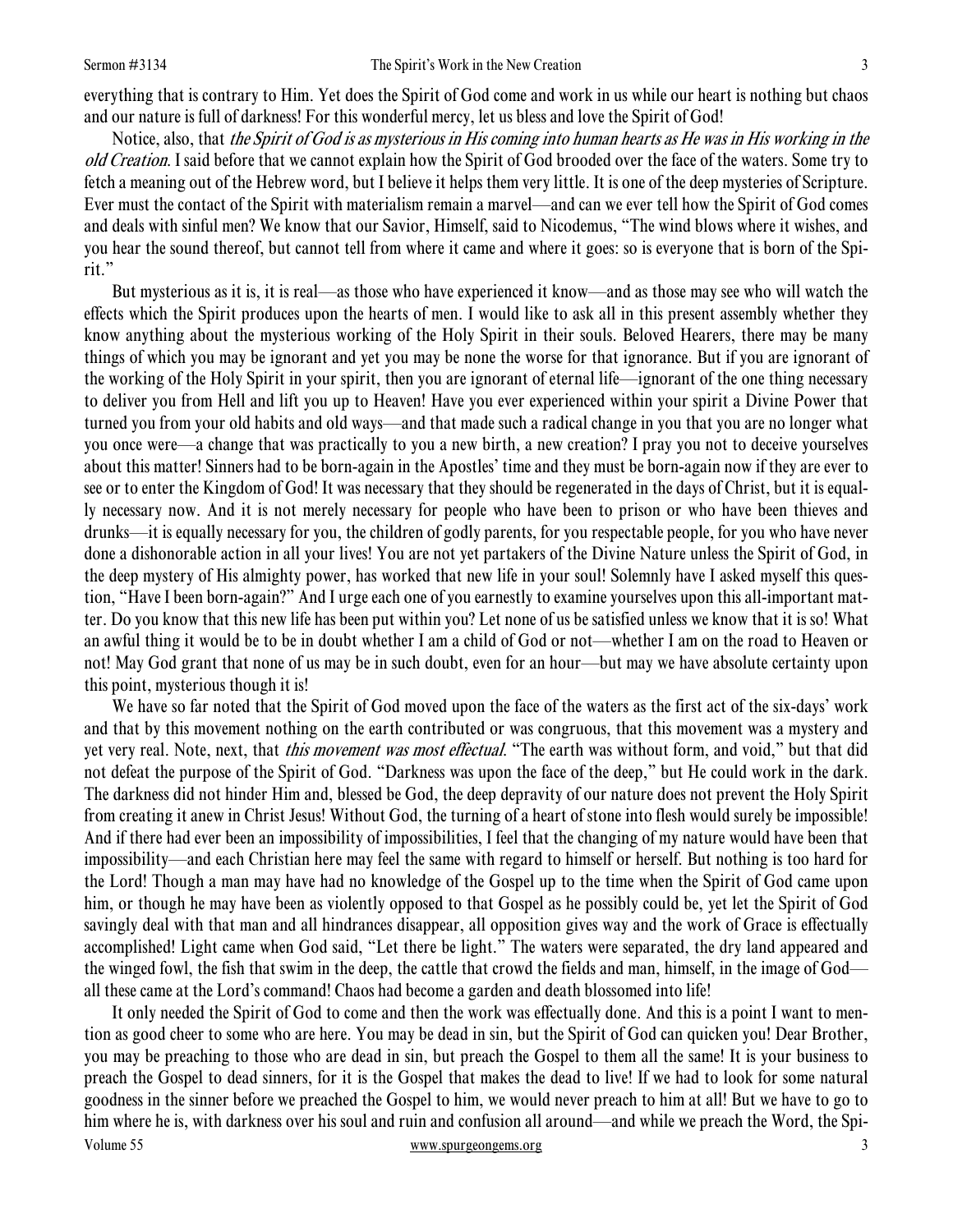everything that is contrary to Him. Yet does the Spirit of God come and work in us while our heart is nothing but chaos and our nature is full of darkness! For this wonderful mercy, let us bless and love the Spirit of God!

Notice, also, that *the Spirit of God is as mysterious in His coming into human hearts as He was in His working in the old Creation*. I said before that we cannot explain how the Spirit of God brooded over the face of the waters. Some try to fetch a meaning out of the Hebrew word, but I believe it helps them very little. It is one of the deep mysteries of Scripture. Ever must the contact of the Spirit with materialism remain a marvel—and can we ever tell how the Spirit of God comes and deals with sinful men? We know that our Savior, Himself, said to Nicodemus, "The wind blows where it wishes, and you hear the sound thereof, but cannot tell from where it came and where it goes: so is everyone that is born of the Spirit."

But mysterious as it is, it is real—as those who have experienced it know—and as those may see who will watch the effects which the Spirit produces upon the hearts of men. I would like to ask all in this present assembly whether they know anything about the mysterious working of the Holy Spirit in their souls. Beloved Hearers, there may be many things of which you may be ignorant and yet you may be none the worse for that ignorance. But if you are ignorant of the working of the Holy Spirit in your spirit, then you are ignorant of eternal life—ignorant of the one thing necessary to deliver you from Hell and lift you up to Heaven! Have you ever experienced within your spirit a Divine Power that turned you from your old habits and old ways—and that made such a radical change in you that you are no longer what you once were—a change that was practically to you a new birth, a new creation? I pray you not to deceive yourselves about this matter! Sinners had to be born-again in the Apostles' time and they must be born-again now if they are ever to see or to enter the Kingdom of God! It was necessary that they should be regenerated in the days of Christ, but it is equally necessary now. And it is not merely necessary for people who have been to prison or who have been thieves and drunks—it is equally necessary for you, the children of godly parents, for you respectable people, for you who have never done a dishonorable action in all your lives! You are not yet partakers of the Divine Nature unless the Spirit of God, in the deep mystery of His almighty power, has worked that new life in your soul! Solemnly have I asked myself this question, "Have I been born-again?" And I urge each one of you earnestly to examine yourselves upon this all-important matter. Do you know that this new life has been put within you? Let none of us be satisfied unless we know that it is so! What an awful thing it would be to be in doubt whether I am a child of God or not—whether I am on the road to Heaven or not! May God grant that none of us may be in such doubt, even for an hour—but may we have absolute certainty upon this point, mysterious though it is!

We have so far noted that the Spirit of God moved upon the face of the waters as the first act of the six-days' work and that by this movement nothing on the earth contributed or was congruous, that this movement was a mystery and yet very real. Note, next, that *this movement was most effectual*. "The earth was without form, and void," but that did not defeat the purpose of the Spirit of God. "Darkness was upon the face of the deep," but He could work in the dark. The darkness did not hinder Him and, blessed be God, the deep depravity of our nature does not prevent the Holy Spirit from creating it anew in Christ Jesus! Without God, the turning of a heart of stone into flesh would surely be impossible! And if there had ever been an impossibility of impossibilities, I feel that the changing of my nature would have been that impossibility—and each Christian here may feel the same with regard to himself or herself. But nothing is too hard for the Lord! Though a man may have had no knowledge of the Gospel up to the time when the Spirit of God came upon him, or though he may have been as violently opposed to that Gospel as he possibly could be, yet let the Spirit of God savingly deal with that man and all hindrances disappear, all opposition gives way and the work of Grace is effectually accomplished! Light came when God said, "Let there be light." The waters were separated, the dry land appeared and the winged fowl, the fish that swim in the deep, the cattle that crowd the fields and man, himself, in the image of God—all these came at the Lord's command! Chaos had become a garden and death blossomed into life!

It only needed the Spirit of God to come and then the work was effectually done. And this is a point I want to mention as good cheer to some who are here. You may be dead in sin, but the Spirit of God can quicken you! Dear Brother, you may be preaching to those who are dead in sin, but preach the Gospel to them all the same! It is your business to preach the Gospel to dead sinners, for it is the Gospel that makes the dead to live! If we had to look for some natural goodness in the sinner before we preached the Gospel to him, we would never preach to him at all! But we have to go to him where he is, with darkness over his soul and ruin and confusion all around—and while we preach the Word, the Spi-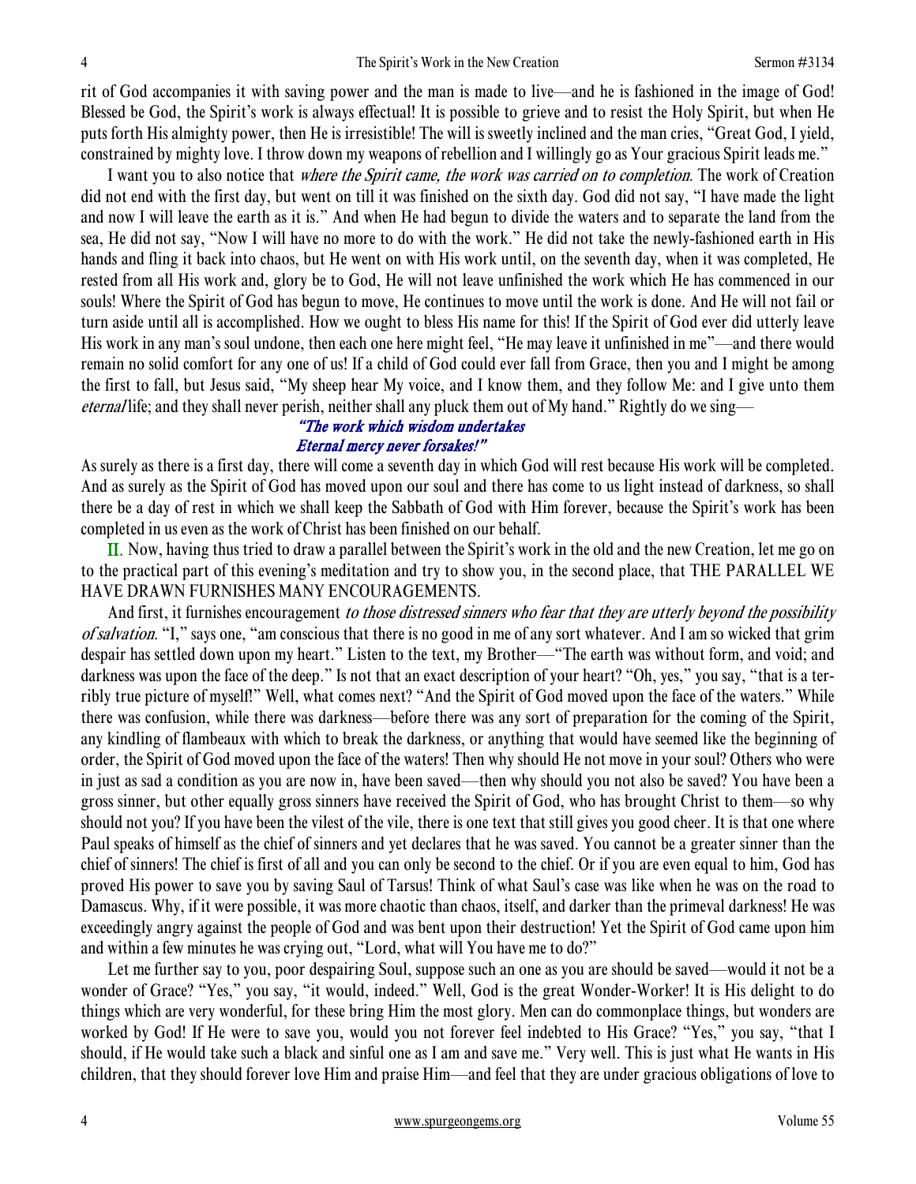rit of God accompanies it with saving power and the man is made to live—and he is fashioned in the image of God! Blessed be God, the Spirit's work is always effectual! It is possible to grieve and to resist the Holy Spirit, but when He puts forth His almighty power, then He is irresistible! The will is sweetly inclined and the man cries, "Great God, I yield, constrained by mighty love. I throw down my weapons of rebellion and I willingly go as Your gracious Spirit leads me."

I want you to also notice that *where the Spirit came, the work was carried on to completion*. The work of Creation did not end with the first day, but went on till it was finished on the sixth day. God did not say, "I have made the light and now I will leave the earth as it is." And when He had begun to divide the waters and to separate the land from the sea, He did not say, "Now I will have no more to do with the work." He did not take the newly-fashioned earth in His hands and fling it back into chaos, but He went on with His work until, on the seventh day, when it was completed, He rested from all His work and, glory be to God, He will not leave unfinished the work which He has commenced in our souls! Where the Spirit of God has begun to move, He continues to move until the work is done. And He will not fail or turn aside until all is accomplished. How we ought to bless His name for this! If the Spirit of God ever did utterly leave His work in any man's soul undone, then each one here might feel, "He may leave it unfinished in me"—and there would remain no solid comfort for any one of us! If a child of God could ever fall from Grace, then you and I might be among the first to fall, but Jesus said, "My sheep hear My voice, and I know them, and they follow Me: and I give unto them *eternal* life; and they shall never perish, neither shall any pluck them out of My hand." Rightly do we sing—

> *"The work which wisdom undertakes*
> *Eternal mercy never forsakes!"*

As surely as there is a first day, there will come a seventh day in which God will rest because His work will be completed. And as surely as the Spirit of God has moved upon our soul and there has come to us light instead of darkness, so shall there be a day of rest in which we shall keep the Sabbath of God with Him forever, because the Spirit's work has been completed in us even as the work of Christ has been finished on our behalf.

II. Now, having thus tried to draw a parallel between the Spirit's work in the old and the new Creation, let me go on to the practical part of this evening's meditation and try to show you, in the second place, that THE PARALLEL WE HAVE DRAWN FURNISHES MANY ENCOURAGEMENTS.

And first, it furnishes encouragement *to those distressed sinners who fear that they are utterly beyond the possibility of salvation*. "I," says one, "am conscious that there is no good in me of any sort whatever. And I am so wicked that grim despair has settled down upon my heart." Listen to the text, my Brother—"The earth was without form, and void; and darkness was upon the face of the deep." Is not that an exact description of your heart? "Oh, yes," you say, "that is a terribly true picture of myself!" Well, what comes next? "And the Spirit of God moved upon the face of the waters." While there was confusion, while there was darkness—before there was any sort of preparation for the coming of the Spirit, any kindling of flambeaux with which to break the darkness, or anything that would have seemed like the beginning of order, the Spirit of God moved upon the face of the waters! Then why should He not move in your soul? Others who were in just as sad a condition as you are now in, have been saved—then why should you not also be saved? You have been a gross sinner, but other equally gross sinners have received the Spirit of God, who has brought Christ to them—so why should not you? If you have been the vilest of the vile, there is one text that still gives you good cheer. It is that one where Paul speaks of himself as the chief of sinners and yet declares that he was saved. You cannot be a greater sinner than the chief of sinners! The chief is first of all and you can only be second to the chief. Or if you are even equal to him, God has proved His power to save you by saving Saul of Tarsus! Think of what Saul's case was like when he was on the road to Damascus. Why, if it were possible, it was more chaotic than chaos, itself, and darker than the primeval darkness! He was exceedingly angry against the people of God and was bent upon their destruction! Yet the Spirit of God came upon him and within a few minutes he was crying out, "Lord, what will You have me to do?"

Let me further say to you, poor despairing Soul, suppose such an one as you are should be saved—would it not be a wonder of Grace? "Yes," you say, "it would, indeed." Well, God is the great Wonder-Worker! It is His delight to do things which are very wonderful, for these bring Him the most glory. Men can do commonplace things, but wonders are worked by God! If He were to save you, would you not forever feel indebted to His Grace? "Yes," you say, "that I should, if He would take such a black and sinful one as I am and save me." Very well. This is just what He wants in His children, that they should forever love Him and praise Him—and feel that they are under gracious obligations of love to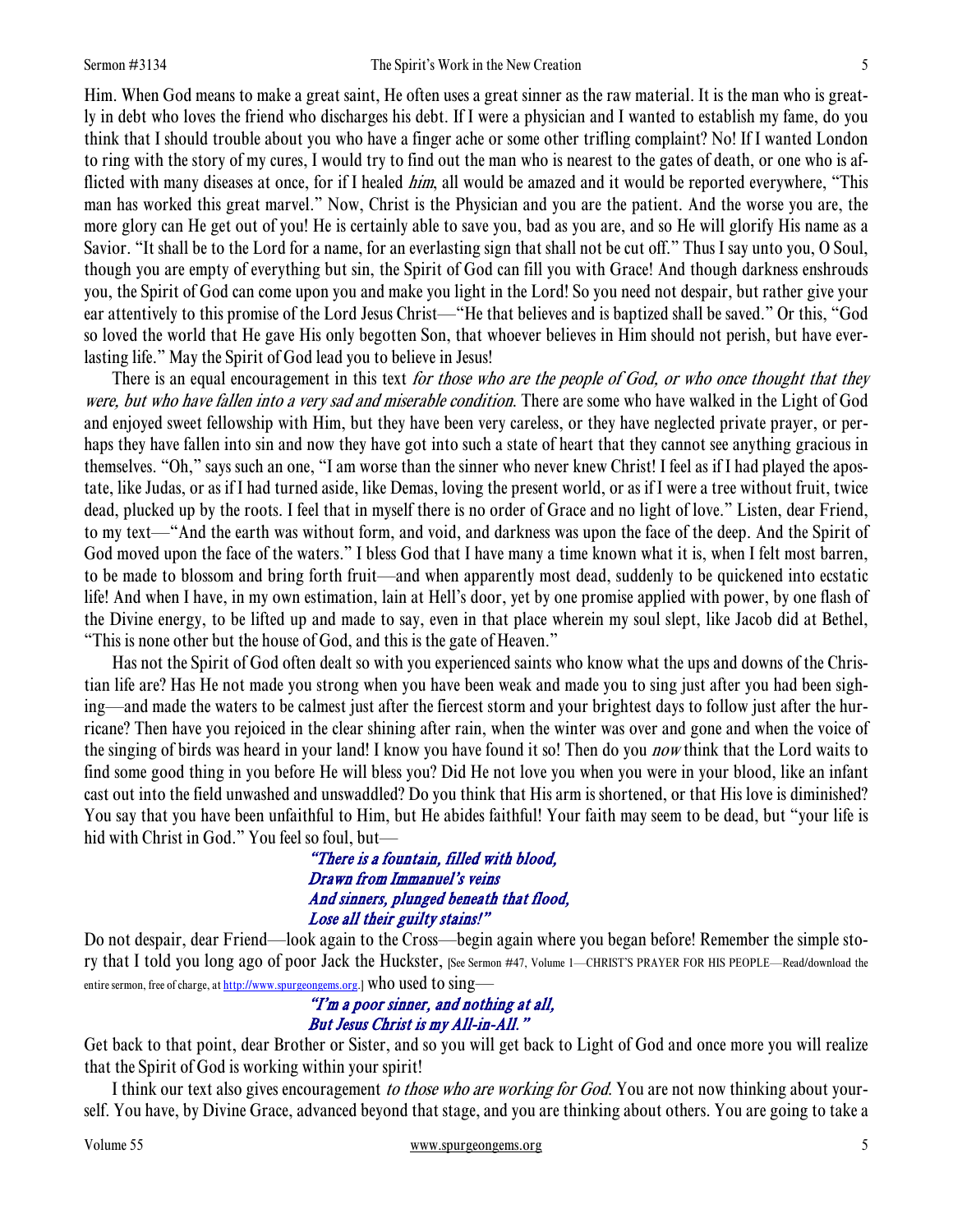Him. When God means to make a great saint, He often uses a great sinner as the raw material. It is the man who is greatly in debt who loves the friend who discharges his debt. If I were a physician and I wanted to establish my fame, do you think that I should trouble about you who have a finger ache or some other trifling complaint? No! If I wanted London to ring with the story of my cures, I would try to find out the man who is nearest to the gates of death, or one who is afflicted with many diseases at once, for if I healed *him*, all would be amazed and it would be reported everywhere, "This man has worked this great marvel." Now, Christ is the Physician and you are the patient. And the worse you are, the more glory can He get out of you! He is certainly able to save you, bad as you are, and so He will glorify His name as a Savior. "It shall be to the Lord for a name, for an everlasting sign that shall not be cut off." Thus I say unto you, O Soul, though you are empty of everything but sin, the Spirit of God can fill you with Grace! And though darkness enshrouds you, the Spirit of God can come upon you and make you light in the Lord! So you need not despair, but rather give your ear attentively to this promise of the Lord Jesus Christ—"He that believes and is baptized shall be saved." Or this, "God so loved the world that He gave His only begotten Son, that whoever believes in Him should not perish, but have everlasting life." May the Spirit of God lead you to believe in Jesus!

There is an equal encouragement in this text *for those who are the people of God, or who once thought that they were, but who have fallen into a very sad and miserable condition*. There are some who have walked in the Light of God and enjoyed sweet fellowship with Him, but they have been very careless, or they have neglected private prayer, or perhaps they have fallen into sin and now they have got into such a state of heart that they cannot see anything gracious in themselves. "Oh," says such an one, "I am worse than the sinner who never knew Christ! I feel as if I had played the apostate, like Judas, or as if I had turned aside, like Demas, loving the present world, or as if I were a tree without fruit, twice dead, plucked up by the roots. I feel that in myself there is no order of Grace and no light of love." Listen, dear Friend, to my text—"And the earth was without form, and void, and darkness was upon the face of the deep. And the Spirit of God moved upon the face of the waters." I bless God that I have many a time known what it is, when I felt most barren, to be made to blossom and bring forth fruit—and when apparently most dead, suddenly to be quickened into ecstatic life! And when I have, in my own estimation, lain at Hell's door, yet by one promise applied with power, by one flash of the Divine energy, to be lifted up and made to say, even in that place wherein my soul slept, like Jacob did at Bethel, "This is none other but the house of God, and this is the gate of Heaven."

Has not the Spirit of God often dealt so with you experienced saints who know what the ups and downs of the Christian life are? Has He not made you strong when you have been weak and made you to sing just after you had been sighing—and made the waters to be calmest just after the fiercest storm and your brightest days to follow just after the hurricane? Then have you rejoiced in the clear shining after rain, when the winter was over and gone and when the voice of the singing of birds was heard in your land! I know you have found it so! Then do you *now* think that the Lord waits to find some good thing in you before He will bless you? Did He not love you when you were in your blood, like an infant cast out into the field unwashed and unswaddled? Do you think that His arm is shortened, or that His love is diminished? You say that you have been unfaithful to Him, but He abides faithful! Your faith may seem to be dead, but "your life is hid with Christ in God." You feel so foul, but—

*"There is a fountain, filled with blood,*
*Drawn from Immanuel's veins*
*And sinners, plunged beneath that flood,*
*Lose all their guilty stains!"*

Do not despair, dear Friend—look again to the Cross—begin again where you began before! Remember the simple story that I told you long ago of poor Jack the Huckster, [See Sermon #47, Volume 1—CHRIST'S PRAYER FOR HIS PEOPLE—Read/download the entire sermon, free of charge, at http://www.spurgeongems.org.] who used to sing—

*"I'm a poor sinner, and nothing at all,*
*But Jesus Christ is my All-in-All."*

Get back to that point, dear Brother or Sister, and so you will get back to Light of God and once more you will realize that the Spirit of God is working within your spirit!

I think our text also gives encouragement *to those who are working for God*. You are not now thinking about yourself. You have, by Divine Grace, advanced beyond that stage, and you are thinking about others. You are going to take a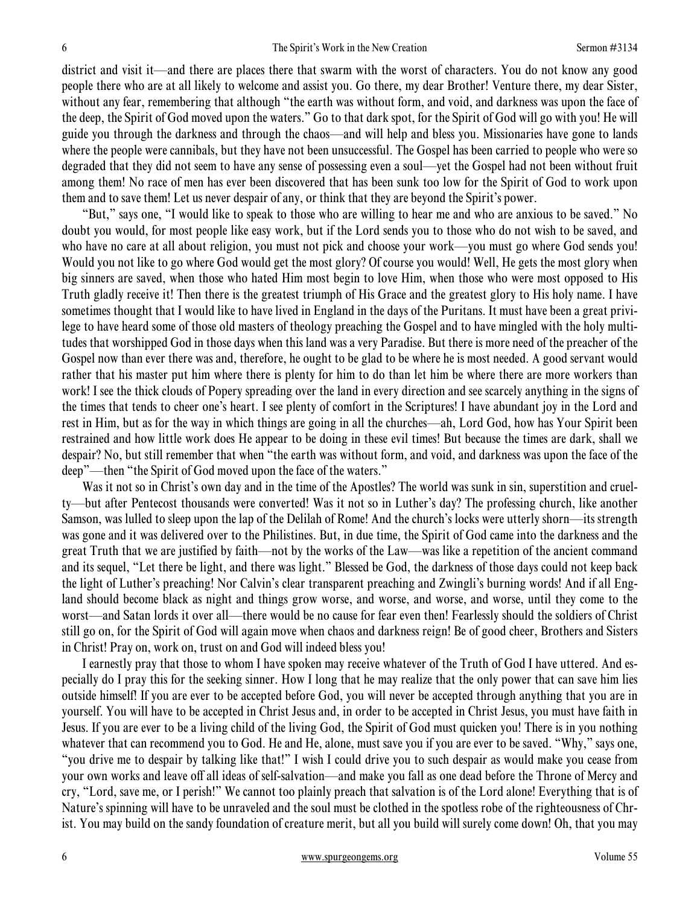district and visit it—and there are places there that swarm with the worst of characters. You do not know any good people there who are at all likely to welcome and assist you. Go there, my dear Brother! Venture there, my dear Sister, without any fear, remembering that although "the earth was without form, and void, and darkness was upon the face of the deep, the Spirit of God moved upon the waters." Go to that dark spot, for the Spirit of God will go with you! He will guide you through the darkness and through the chaos—and will help and bless you. Missionaries have gone to lands where the people were cannibals, but they have not been unsuccessful. The Gospel has been carried to people who were so degraded that they did not seem to have any sense of possessing even a soul—yet the Gospel had not been without fruit among them! No race of men has ever been discovered that has been sunk too low for the Spirit of God to work upon them and to save them! Let us never despair of any, or think that they are beyond the Spirit's power.

"But," says one, "I would like to speak to those who are willing to hear me and who are anxious to be saved." No doubt you would, for most people like easy work, but if the Lord sends you to those who do not wish to be saved, and who have no care at all about religion, you must not pick and choose your work—you must go where God sends you! Would you not like to go where God would get the most glory? Of course you would! Well, He gets the most glory when big sinners are saved, when those who hated Him most begin to love Him, when those who were most opposed to His Truth gladly receive it! Then there is the greatest triumph of His Grace and the greatest glory to His holy name. I have sometimes thought that I would like to have lived in England in the days of the Puritans. It must have been a great privilege to have heard some of those old masters of theology preaching the Gospel and to have mingled with the holy multitudes that worshipped God in those days when this land was a very Paradise. But there is more need of the preacher of the Gospel now than ever there was and, therefore, he ought to be glad to be where he is most needed. A good servant would rather that his master put him where there is plenty for him to do than let him be where there are more workers than work! I see the thick clouds of Popery spreading over the land in every direction and see scarcely anything in the signs of the times that tends to cheer one's heart. I see plenty of comfort in the Scriptures! I have abundant joy in the Lord and rest in Him, but as for the way in which things are going in all the churches—ah, Lord God, how has Your Spirit been restrained and how little work does He appear to be doing in these evil times! But because the times are dark, shall we despair? No, but still remember that when "the earth was without form, and void, and darkness was upon the face of the deep"—then "the Spirit of God moved upon the face of the waters."

Was it not so in Christ's own day and in the time of the Apostles? The world was sunk in sin, superstition and cruelty—but after Pentecost thousands were converted! Was it not so in Luther's day? The professing church, like another Samson, was lulled to sleep upon the lap of the Delilah of Rome! And the church's locks were utterly shorn—its strength was gone and it was delivered over to the Philistines. But, in due time, the Spirit of God came into the darkness and the great Truth that we are justified by faith—not by the works of the Law—was like a repetition of the ancient command and its sequel, "Let there be light, and there was light." Blessed be God, the darkness of those days could not keep back the light of Luther's preaching! Nor Calvin's clear transparent preaching and Zwingli's burning words! And if all England should become black as night and things grow worse, and worse, and worse, and worse, until they come to the worst—and Satan lords it over all—there would be no cause for fear even then! Fearlessly should the soldiers of Christ still go on, for the Spirit of God will again move when chaos and darkness reign! Be of good cheer, Brothers and Sisters in Christ! Pray on, work on, trust on and God will indeed bless you!

I earnestly pray that those to whom I have spoken may receive whatever of the Truth of God I have uttered. And especially do I pray this for the seeking sinner. How I long that he may realize that the only power that can save him lies outside himself! If you are ever to be accepted before God, you will never be accepted through anything that you are in yourself. You will have to be accepted in Christ Jesus and, in order to be accepted in Christ Jesus, you must have faith in Jesus. If you are ever to be a living child of the living God, the Spirit of God must quicken you! There is in you nothing whatever that can recommend you to God. He and He, alone, must save you if you are ever to be saved. "Why," says one, "you drive me to despair by talking like that!" I wish I could drive you to such despair as would make you cease from your own works and leave off all ideas of self-salvation—and make you fall as one dead before the Throne of Mercy and cry, "Lord, save me, or I perish!" We cannot too plainly preach that salvation is of the Lord alone! Everything that is of Nature's spinning will have to be unraveled and the soul must be clothed in the spotless robe of the righteousness of Christ. You may build on the sandy foundation of creature merit, but all you build will surely come down! Oh, that you may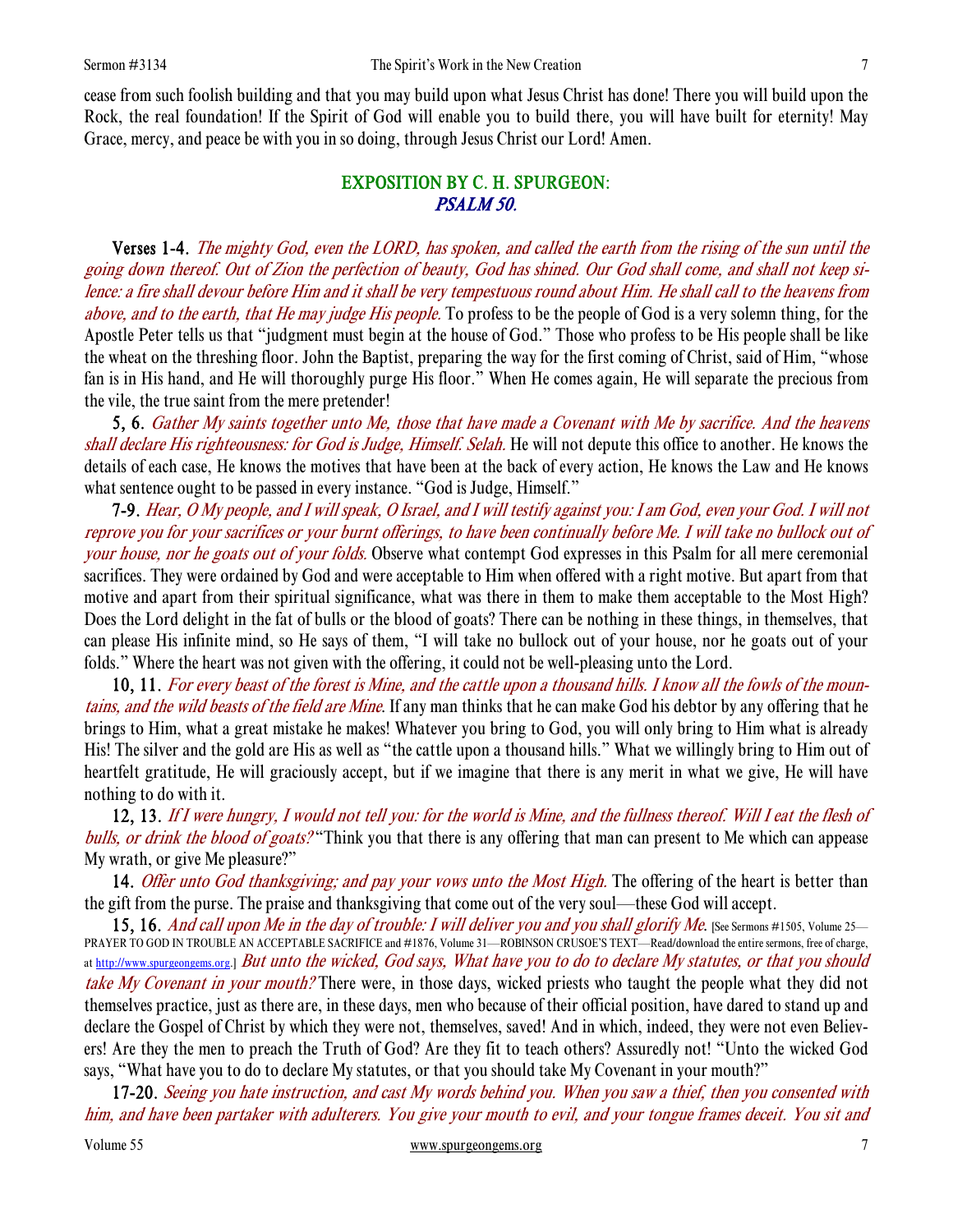cease from such foolish building and that you may build upon what Jesus Christ has done! There you will build upon the Rock, the real foundation! If the Spirit of God will enable you to build there, you will have built for eternity! May Grace, mercy, and peace be with you in so doing, through Jesus Christ our Lord! Amen.

## EXPOSITION BY C. H. SPURGEON:
## *PSALM 50.*

**Verses 1-4.** *The mighty God, even the LORD, has spoken, and called the earth from the rising of the sun until the going down thereof. Out of Zion the perfection of beauty, God has shined. Our God shall come, and shall not keep silence: a fire shall devour before Him and it shall be very tempestuous round about Him. He shall call to the heavens from above, and to the earth, that He may judge His people.* To profess to be the people of God is a very solemn thing, for the Apostle Peter tells us that "judgment must begin at the house of God." Those who profess to be His people shall be like the wheat on the threshing floor. John the Baptist, preparing the way for the first coming of Christ, said of Him, "whose fan is in His hand, and He will thoroughly purge His floor." When He comes again, He will separate the precious from the vile, the true saint from the mere pretender!

**5, 6.** *Gather My saints together unto Me, those that have made a Covenant with Me by sacrifice. And the heavens shall declare His righteousness: for God is Judge, Himself. Selah.* He will not depute this office to another. He knows the details of each case, He knows the motives that have been at the back of every action, He knows the Law and He knows what sentence ought to be passed in every instance. "God is Judge, Himself."

**7-9.** *Hear, O My people, and I will speak, O Israel, and I will testify against you: I am God, even your God. I will not reprove you for your sacrifices or your burnt offerings, to have been continually before Me. I will take no bullock out of your house, nor he goats out of your folds.* Observe what contempt God expresses in this Psalm for all mere ceremonial sacrifices. They were ordained by God and were acceptable to Him when offered with a right motive. But apart from that motive and apart from their spiritual significance, what was there in them to make them acceptable to the Most High? Does the Lord delight in the fat of bulls or the blood of goats? There can be nothing in these things, in themselves, that can please His infinite mind, so He says of them, "I will take no bullock out of your house, nor he goats out of your folds." Where the heart was not given with the offering, it could not be well-pleasing unto the Lord.

**10, 11.** *For every beast of the forest is Mine, and the cattle upon a thousand hills. I know all the fowls of the mountains, and the wild beasts of the field are Mine.* If any man thinks that he can make God his debtor by any offering that he brings to Him, what a great mistake he makes! Whatever you bring to God, you will only bring to Him what is already His! The silver and the gold are His as well as "the cattle upon a thousand hills." What we willingly bring to Him out of heartfelt gratitude, He will graciously accept, but if we imagine that there is any merit in what we give, He will have nothing to do with it.

**12, 13.** *If I were hungry, I would not tell you: for the world is Mine, and the fullness thereof. Will I eat the flesh of bulls, or drink the blood of goats?* "Think you that there is any offering that man can present to Me which can appease My wrath, or give Me pleasure?"

**14.** *Offer unto God thanksgiving; and pay your vows unto the Most High.* The offering of the heart is better than the gift from the purse. The praise and thanksgiving that come out of the very soul—these God will accept.

**15, 16.** *And call upon Me in the day of trouble: I will deliver you and you shall glorify Me.* [See Sermons #1505, Volume 25—PRAYER TO GOD IN TROUBLE AN ACCEPTABLE SACRIFICE and #1876, Volume 31—ROBINSON CRUSOE'S TEXT—Read/download the entire sermons, free of charge, at http://www.spurgeongems.org.] *But unto the wicked, God says, What have you to do to declare My statutes, or that you should take My Covenant in your mouth?* There were, in those days, wicked priests who taught the people what they did not themselves practice, just as there are, in these days, men who because of their official position, have dared to stand up and declare the Gospel of Christ by which they were not, themselves, saved! And in which, indeed, they were not even Believers! Are they the men to preach the Truth of God? Are they fit to teach others? Assuredly not! "Unto the wicked God says, "What have you to do to declare My statutes, or that you should take My Covenant in your mouth?"

**17-20.** *Seeing you hate instruction, and cast My words behind you. When you saw a thief, then you consented with him, and have been partaker with adulterers. You give your mouth to evil, and your tongue frames deceit. You sit and*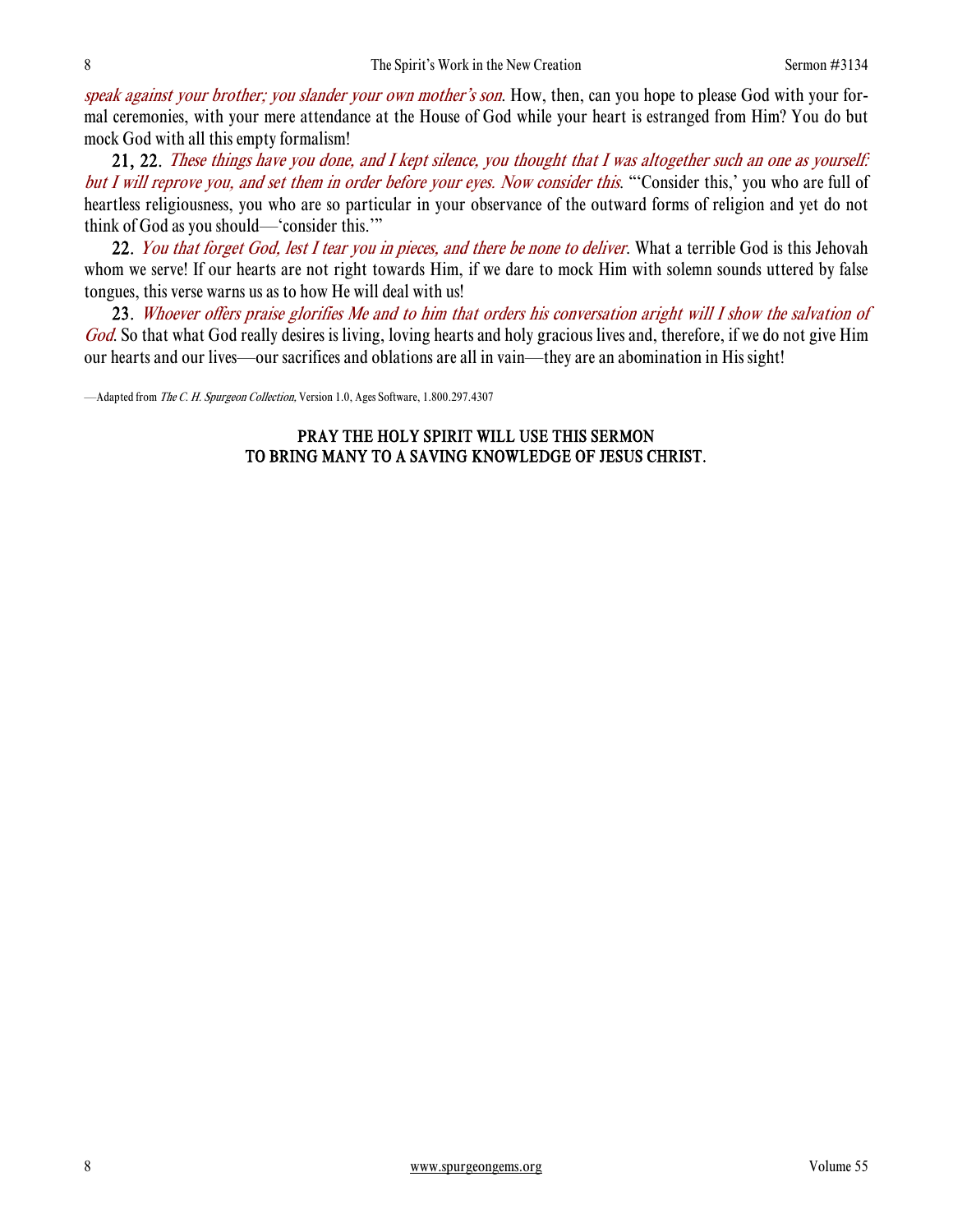*speak against your brother; you slander your own mother's son*. How, then, can you hope to please God with your formal ceremonies, with your mere attendance at the House of God while your heart is estranged from Him? You do but mock God with all this empty formalism!

**21, 22**. *These things have you done, and I kept silence, you thought that I was altogether such an one as yourself: but I will reprove you, and set them in order before your eyes. Now consider this*. "'Consider this,' you who are full of heartless religiousness, you who are so particular in your observance of the outward forms of religion and yet do not think of God as you should—'consider this.'"

**22**. *You that forget God, lest I tear you in pieces, and there be none to deliver*. What a terrible God is this Jehovah whom we serve! If our hearts are not right towards Him, if we dare to mock Him with solemn sounds uttered by false tongues, this verse warns us as to how He will deal with us!

**23**. *Whoever offers praise glorifies Me and to him that orders his conversation aright will I show the salvation of God*. So that what God really desires is living, loving hearts and holy gracious lives and, therefore, if we do not give Him our hearts and our lives—our sacrifices and oblations are all in vain—they are an abomination in His sight!

—Adapted from *The C. H. Spurgeon Collection*, Version 1.0, Ages Software, 1.800.297.4307

**PRAY THE HOLY SPIRIT WILL USE THIS SERMON TO BRING MANY TO A SAVING KNOWLEDGE OF JESUS CHRIST.**